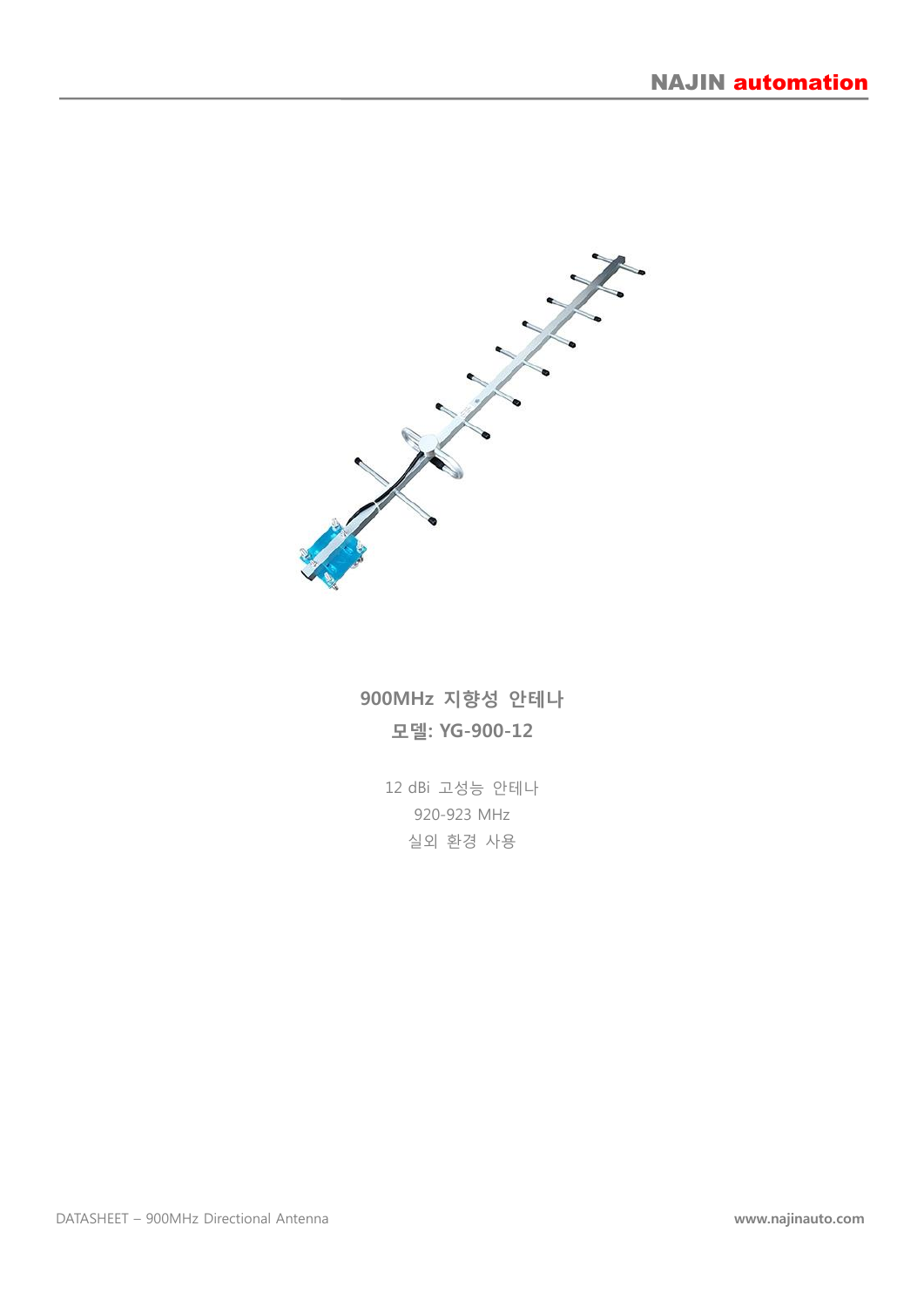# 900MHz 지향성 안테나

## 모델: YG-900-12

12 dBi 고성능 안테나

920-923 MHz

실외 환경 사용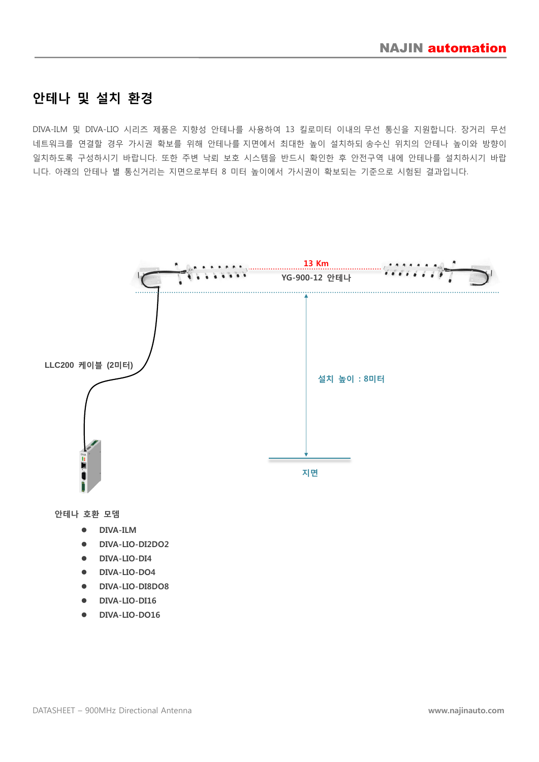# 안테나 및 설치 환경

DIVA-ILM 및 DIVA-LIO 시리즈 제품은 지향성 안테나를 사용하여 13 킬로미터 이내의 무선 통신을 지원합니다. 장거리 무선 네트워크를 연결할 경우 가시권 확보를 위해 안테나를 지면에서 최대한 높이 설치하되 송수신 위치의 안테나 높이와 방향이 일치하도록 구성하시기 바랍니다. 또한 주변 낙뢰 보호 시스템을 반드시 확인한 후 안전구역 내에 안테나를 설치하시기 바랍니다. 아래의 안테나 별 통신거리는 지면으로부터 8 미터 높이에서 가시권이 확보되는 기준으로 시험된 결과입니다.

13 Km

YG-900-12 안테나

LLC200 케이블 (2미터)

설치 높이 : 8미터

지면

**안테나 호환 모뎀**

- **DIVA-ILM**
- **DIVA-LIO-DI2DO2**
- **DIVA-LIO-DI4**
- **DIVA-LIO-DO4**
- **DIVA-LIO-DI8DO8**
- **DIVA-LIO-DI16**
- **DIVA-LIO-DO16**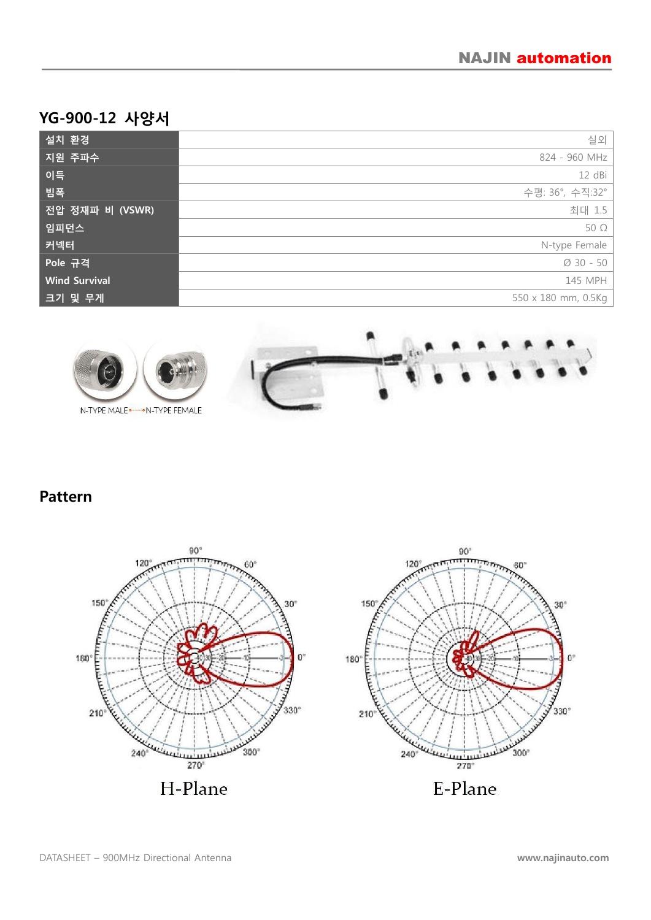## YG-900-12 사양서

| | |
|---|---|
| 설치 환경 | 실외 |
| 지원 주파수 | 824 - 960 MHz |
| 이득 | 12 dBi |
| 빔폭 | 수평: 36°, 수직:32° |
| 전압 정재파 비 (VSWR) | 최대 1.5 |
| 임피던스 | 50 Ω |
| 커넥터 | N-type Female |
| Pole 규격 | Ø 30 - 50 |
| Wind Survival | 145 MPH |
| 크기 및 무게 | 550 x 180 mm, 0.5Kg |

N-TYPE MALE N-TYPE FEMALE

## Pattern

H-Plane

E-Plane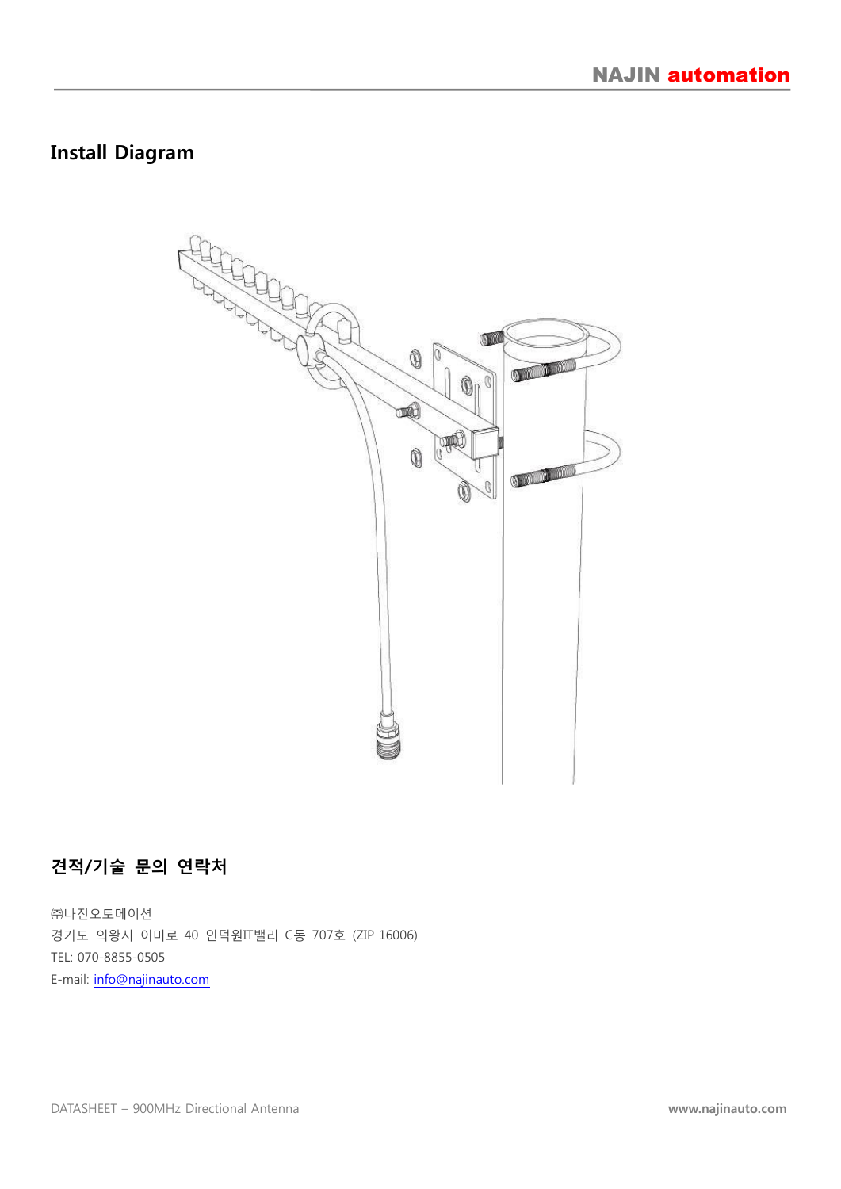## Install Diagram

## 견적/기술 문의 연락처

㈜나진오토메이션
경기도 의왕시 이미로 40 인덕원IT밸리 C동 707호 (ZIP 16006)
TEL: 070-8855-0505
E-mail: info@najinauto.com